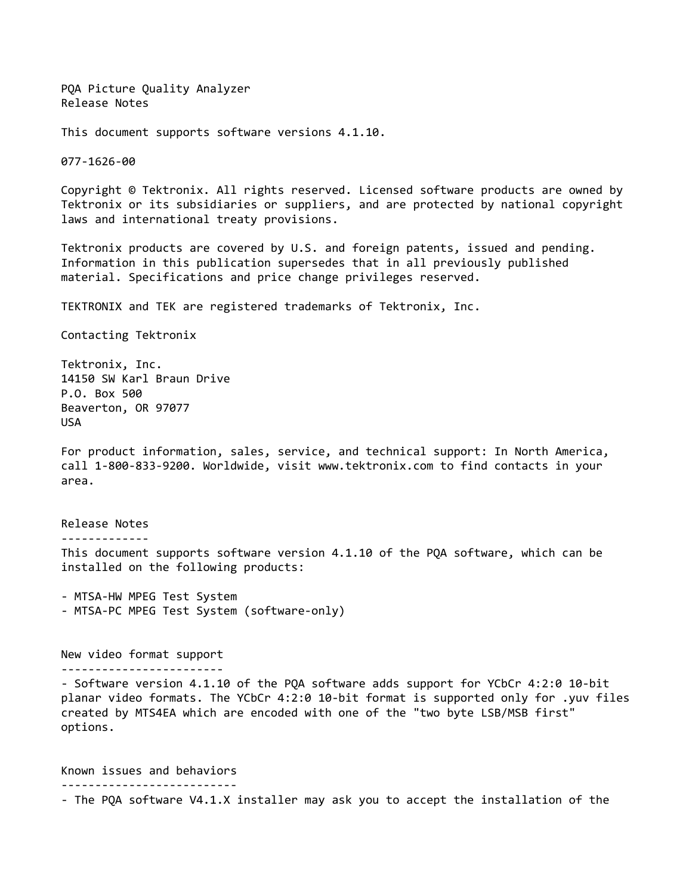PQA Picture Quality Analyzer
Release Notes

This document supports software versions 4.1.10.

077-1626-00

Copyright © Tektronix. All rights reserved. Licensed software products are owned by Tektronix or its subsidiaries or suppliers, and are protected by national copyright laws and international treaty provisions.

Tektronix products are covered by U.S. and foreign patents, issued and pending. Information in this publication supersedes that in all previously published material. Specifications and price change privileges reserved.

TEKTRONIX and TEK are registered trademarks of Tektronix, Inc.

Contacting Tektronix

Tektronix, Inc.
14150 SW Karl Braun Drive
P.O. Box 500
Beaverton, OR 97077
USA

For product information, sales, service, and technical support: In North America, call 1-800-833-9200. Worldwide, visit www.tektronix.com to find contacts in your area.

## Release Notes

This document supports software version 4.1.10 of the PQA software, which can be installed on the following products:

- MTSA-HW MPEG Test System
- MTSA-PC MPEG Test System (software-only)

## New video format support

- Software version 4.1.10 of the PQA software adds support for YCbCr 4:2:0 10-bit planar video formats. The YCbCr 4:2:0 10-bit format is supported only for .yuv files created by MTS4EA which are encoded with one of the "two byte LSB/MSB first" options.

## Known issues and behaviors

- The PQA software V4.1.X installer may ask you to accept the installation of the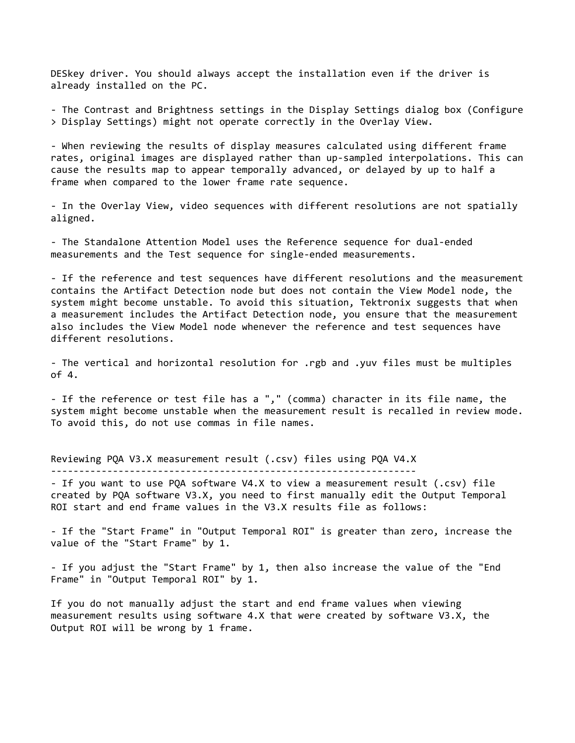DESkey driver. You should always accept the installation even if the driver is already installed on the PC.

- The Contrast and Brightness settings in the Display Settings dialog box (Configure > Display Settings) might not operate correctly in the Overlay View.

- When reviewing the results of display measures calculated using different frame rates, original images are displayed rather than up-sampled interpolations. This can cause the results map to appear temporally advanced, or delayed by up to half a frame when compared to the lower frame rate sequence.

- In the Overlay View, video sequences with different resolutions are not spatially aligned.

- The Standalone Attention Model uses the Reference sequence for dual-ended measurements and the Test sequence for single-ended measurements.

- If the reference and test sequences have different resolutions and the measurement contains the Artifact Detection node but does not contain the View Model node, the system might become unstable. To avoid this situation, Tektronix suggests that when a measurement includes the Artifact Detection node, you ensure that the measurement also includes the View Model node whenever the reference and test sequences have different resolutions.

- The vertical and horizontal resolution for .rgb and .yuv files must be multiples of 4.

- If the reference or test file has a "," (comma) character in its file name, the system might become unstable when the measurement result is recalled in review mode. To avoid this, do not use commas in file names.

## Reviewing PQA V3.X measurement result (.csv) files using PQA V4.X

- If you want to use PQA software V4.X to view a measurement result (.csv) file created by PQA software V3.X, you need to first manually edit the Output Temporal ROI start and end frame values in the V3.X results file as follows:

- If the "Start Frame" in "Output Temporal ROI" is greater than zero, increase the value of the "Start Frame" by 1.

- If you adjust the "Start Frame" by 1, then also increase the value of the "End Frame" in "Output Temporal ROI" by 1.

If you do not manually adjust the start and end frame values when viewing measurement results using software 4.X that were created by software V3.X, the Output ROI will be wrong by 1 frame.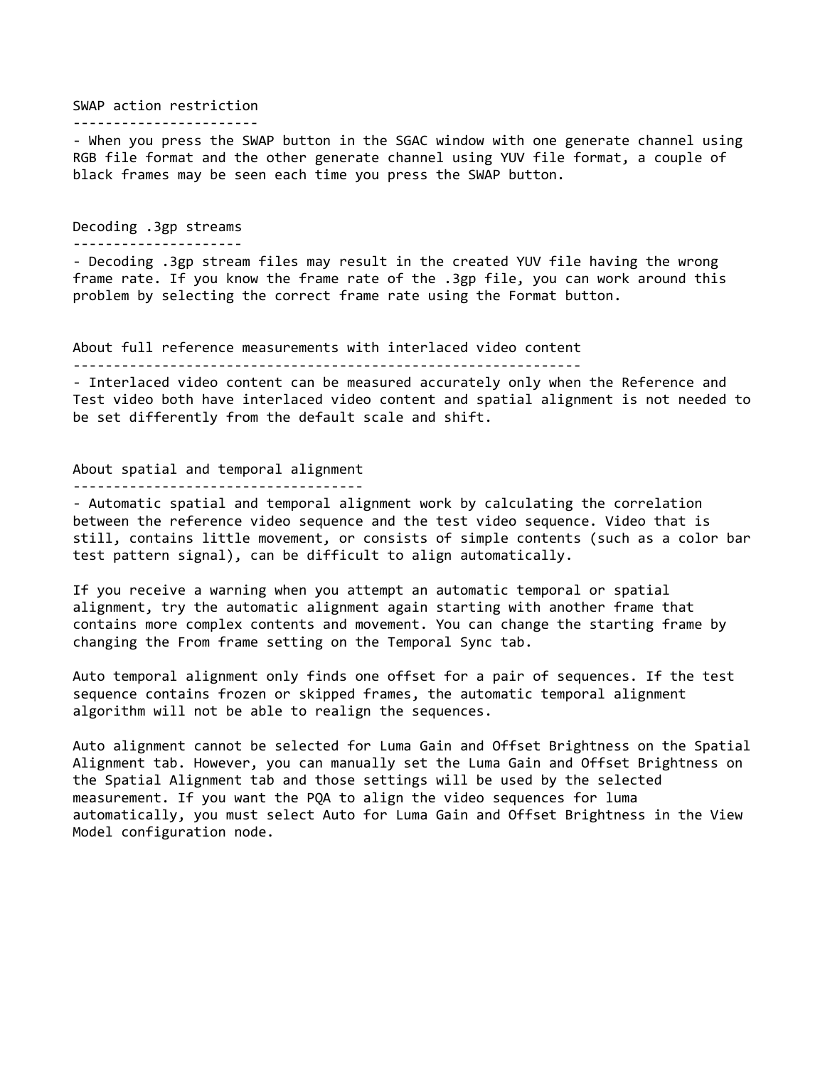## SWAP action restriction

- When you press the SWAP button in the SGAC window with one generate channel using RGB file format and the other generate channel using YUV file format, a couple of black frames may be seen each time you press the SWAP button.

## Decoding .3gp streams

- Decoding .3gp stream files may result in the created YUV file having the wrong frame rate. If you know the frame rate of the .3gp file, you can work around this problem by selecting the correct frame rate using the Format button.

## About full reference measurements with interlaced video content

- Interlaced video content can be measured accurately only when the Reference and Test video both have interlaced video content and spatial alignment is not needed to be set differently from the default scale and shift.

## About spatial and temporal alignment

- Automatic spatial and temporal alignment work by calculating the correlation between the reference video sequence and the test video sequence. Video that is still, contains little movement, or consists of simple contents (such as a color bar test pattern signal), can be difficult to align automatically.

If you receive a warning when you attempt an automatic temporal or spatial alignment, try the automatic alignment again starting with another frame that contains more complex contents and movement. You can change the starting frame by changing the From frame setting on the Temporal Sync tab.

Auto temporal alignment only finds one offset for a pair of sequences. If the test sequence contains frozen or skipped frames, the automatic temporal alignment algorithm will not be able to realign the sequences.

Auto alignment cannot be selected for Luma Gain and Offset Brightness on the Spatial Alignment tab. However, you can manually set the Luma Gain and Offset Brightness on the Spatial Alignment tab and those settings will be used by the selected measurement. If you want the PQA to align the video sequences for luma automatically, you must select Auto for Luma Gain and Offset Brightness in the View Model configuration node.